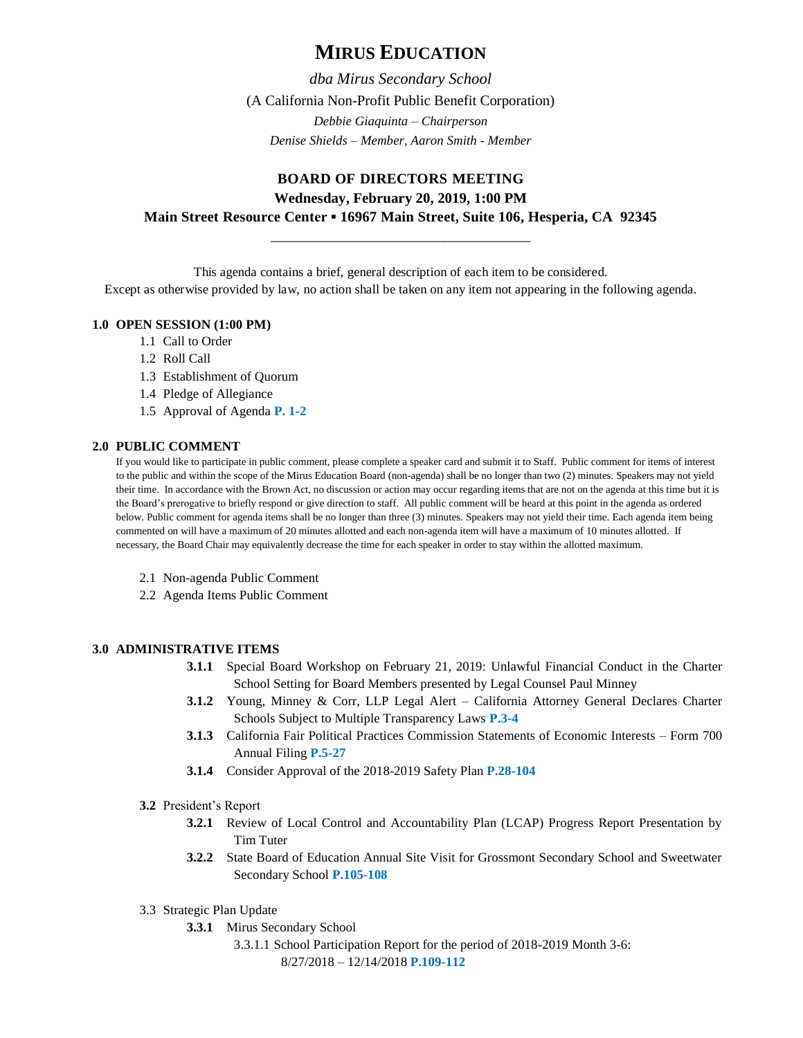# MIRUS EDUCATION

*dba Mirus Secondary School*

(A California Non-Profit Public Benefit Corporation)

*Debbie Giaquinta – Chairperson*

*Denise Shields – Member, Aaron Smith - Member*

## BOARD OF DIRECTORS MEETING

**Wednesday, February 20, 2019, 1:00 PM**

**Main Street Resource Center ▪ 16967 Main Street, Suite 106, Hesperia, CA 92345**

---

This agenda contains a brief, general description of each item to be considered.
Except as otherwise provided by law, no action shall be taken on any item not appearing in the following agenda.

### 1.0 OPEN SESSION (1:00 PM)

1.1 Call to Order
1.2 Roll Call
1.3 Establishment of Quorum
1.4 Pledge of Allegiance
1.5 Approval of Agenda **P. 1-2**

### 2.0 PUBLIC COMMENT

If you would like to participate in public comment, please complete a speaker card and submit it to Staff. Public comment for items of interest to the public and within the scope of the Mirus Education Board (non-agenda) shall be no longer than two (2) minutes. Speakers may not yield their time. In accordance with the Brown Act, no discussion or action may occur regarding items that are not on the agenda at this time but it is the Board's prerogative to briefly respond or give direction to staff. All public comment will be heard at this point in the agenda as ordered below. Public comment for agenda items shall be no longer than three (3) minutes. Speakers may not yield their time. Each agenda item being commented on will have a maximum of 20 minutes allotted and each non-agenda item will have a maximum of 10 minutes allotted. If necessary, the Board Chair may equivalently decrease the time for each speaker in order to stay within the allotted maximum.

2.1 Non-agenda Public Comment
2.2 Agenda Items Public Comment

### 3.0 ADMINISTRATIVE ITEMS

**3.1.1** Special Board Workshop on February 21, 2019: Unlawful Financial Conduct in the Charter School Setting for Board Members presented by Legal Counsel Paul Minney

**3.1.2** Young, Minney & Corr, LLP Legal Alert – California Attorney General Declares Charter Schools Subject to Multiple Transparency Laws **P.3-4**

**3.1.3** California Fair Political Practices Commission Statements of Economic Interests – Form 700 Annual Filing **P.5-27**

**3.1.4** Consider Approval of the 2018-2019 Safety Plan **P.28-104**

**3.2** President's Report

**3.2.1** Review of Local Control and Accountability Plan (LCAP) Progress Report Presentation by Tim Tuter

**3.2.2** State Board of Education Annual Site Visit for Grossmont Secondary School and Sweetwater Secondary School **P.105-108**

3.3 Strategic Plan Update

**3.3.1** Mirus Secondary School

3.3.1.1 School Participation Report for the period of 2018-2019 Month 3-6: 8/27/2018 – 12/14/2018 **P.109-112**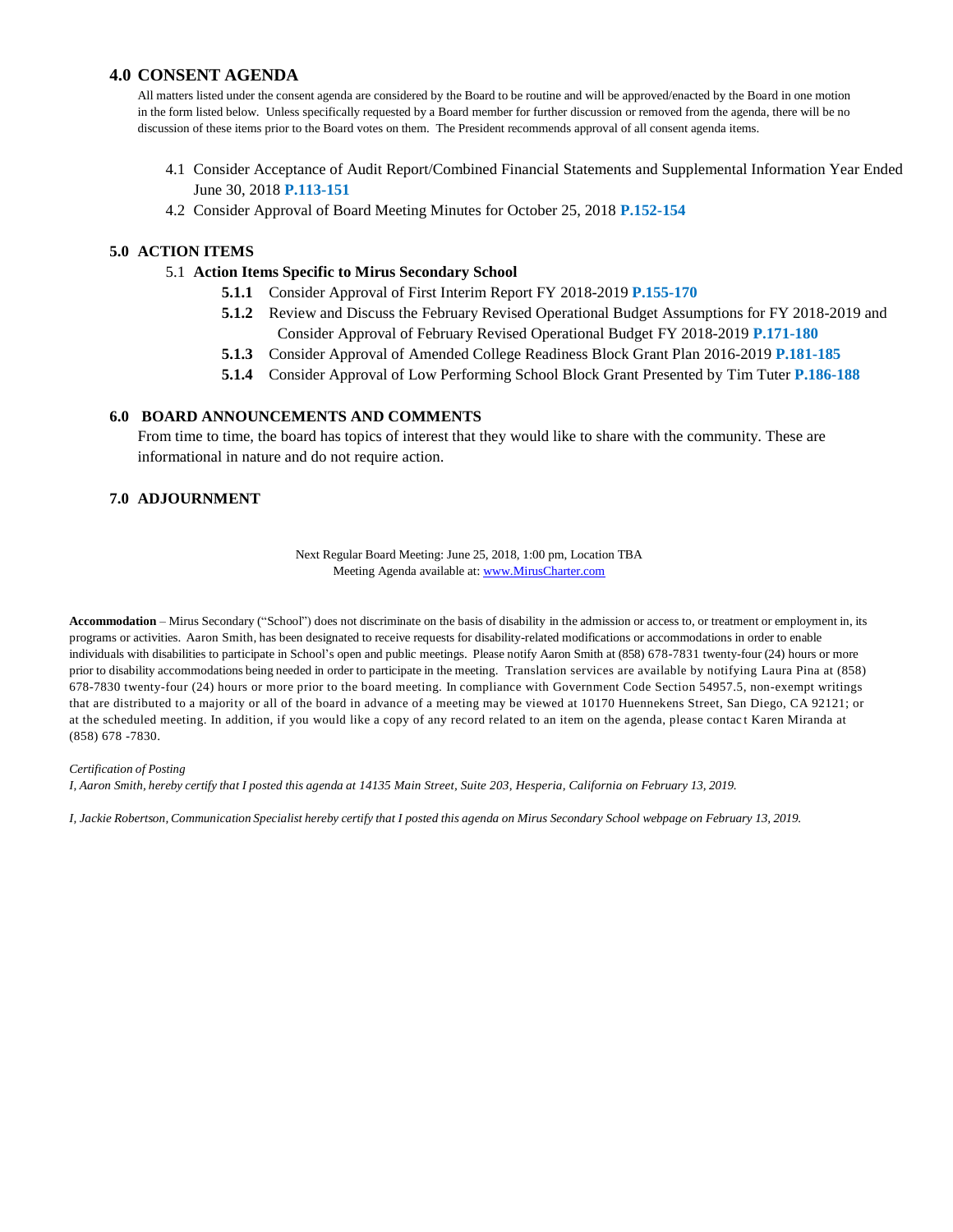## 4.0 CONSENT AGENDA

All matters listed under the consent agenda are considered by the Board to be routine and will be approved/enacted by the Board in one motion in the form listed below. Unless specifically requested by a Board member for further discussion or removed from the agenda, there will be no discussion of these items prior to the Board votes on them. The President recommends approval of all consent agenda items.

4.1 Consider Acceptance of Audit Report/Combined Financial Statements and Supplemental Information Year Ended June 30, 2018 **P.113-151**

4.2 Consider Approval of Board Meeting Minutes for October 25, 2018 **P.152-154**

## 5.0 ACTION ITEMS

5.1 **Action Items Specific to Mirus Secondary School**

**5.1.1** Consider Approval of First Interim Report FY 2018-2019 **P.155-170**

**5.1.2** Review and Discuss the February Revised Operational Budget Assumptions for FY 2018-2019 and Consider Approval of February Revised Operational Budget FY 2018-2019 **P.171-180**

**5.1.3** Consider Approval of Amended College Readiness Block Grant Plan 2016-2019 **P.181-185**

**5.1.4** Consider Approval of Low Performing School Block Grant Presented by Tim Tuter **P.186-188**

## 6.0 BOARD ANNOUNCEMENTS AND COMMENTS

From time to time, the board has topics of interest that they would like to share with the community. These are informational in nature and do not require action.

## 7.0 ADJOURNMENT

Next Regular Board Meeting: June 25, 2018, 1:00 pm, Location TBA
Meeting Agenda available at: www.MirusCharter.com

**Accommodation** – Mirus Secondary ("School") does not discriminate on the basis of disability in the admission or access to, or treatment or employment in, its programs or activities. Aaron Smith, has been designated to receive requests for disability-related modifications or accommodations in order to enable individuals with disabilities to participate in School's open and public meetings. Please notify Aaron Smith at (858) 678-7831 twenty-four (24) hours or more prior to disability accommodations being needed in order to participate in the meeting. Translation services are available by notifying Laura Pina at (858) 678-7830 twenty-four (24) hours or more prior to the board meeting. In compliance with Government Code Section 54957.5, non-exempt writings that are distributed to a majority or all of the board in advance of a meeting may be viewed at 10170 Huennekens Street, San Diego, CA 92121; or at the scheduled meeting. In addition, if you would like a copy of any record related to an item on the agenda, please contact Karen Miranda at (858) 678 -7830.

*Certification of Posting*
*I, Aaron Smith, hereby certify that I posted this agenda at 14135 Main Street, Suite 203, Hesperia, California on February 13, 2019.*

*I, Jackie Robertson, Communication Specialist hereby certify that I posted this agenda on Mirus Secondary School webpage on February 13, 2019.*